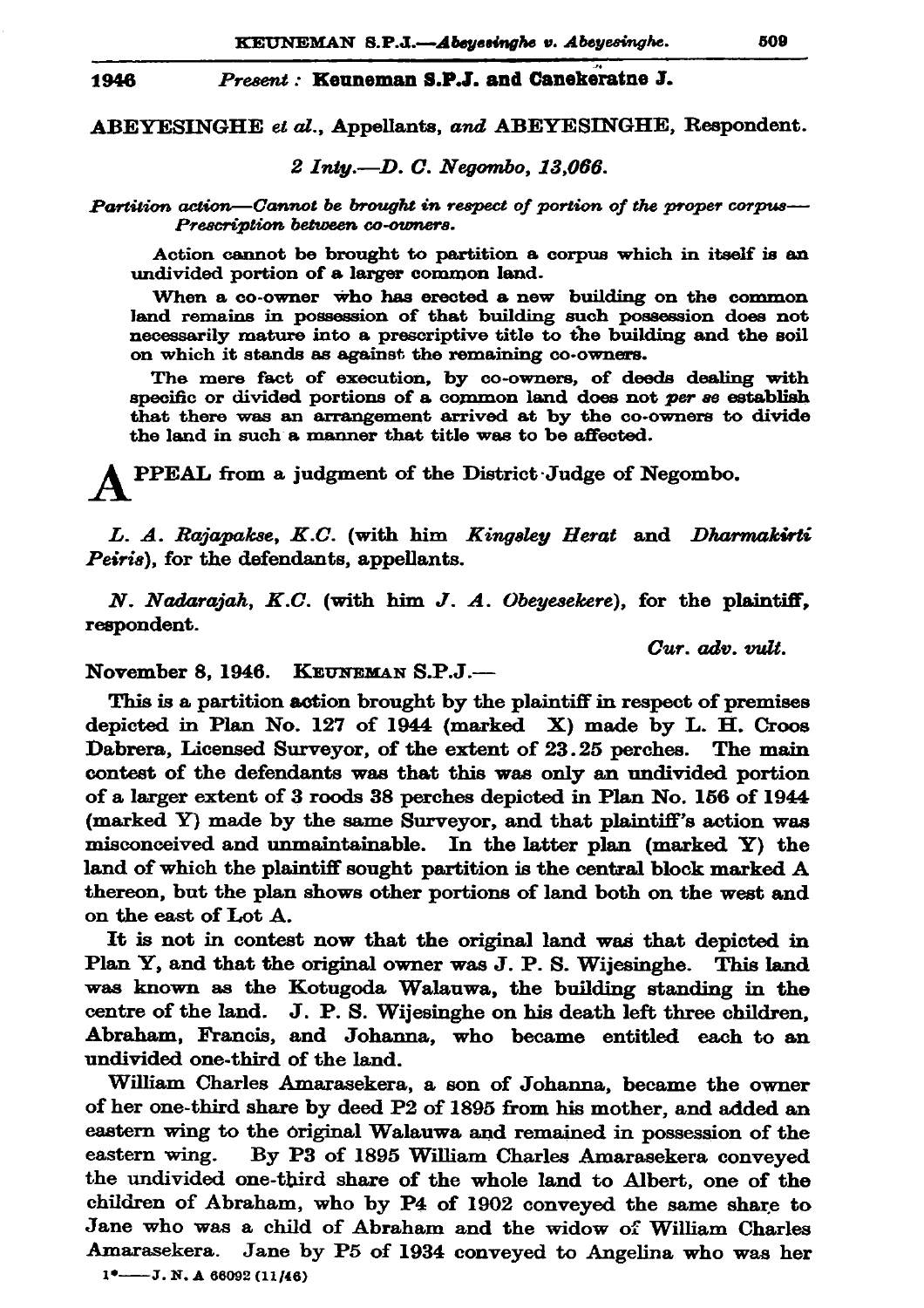1946 *Present :* **Keuneman S.P.J. and Canekeratne J.**

ABEYESINGHE *et al.*, Appellants, *and* ABEYESINGHE, Respondent.

*2 Inty.—D. C. Negombo, 13,066.*

*Partition action—Cannot be brought in respect of portion of the proper corpus—Prescription between co-owners.*

Action cannot be brought to partition a corpus which in itself is an undivided portion of a larger common land.

When a co-owner who has erected a new building on the common land remains in possession of that building such possession does not necessarily mature into a prescriptive title to the building and the soil on which it stands as against the remaining co-owners.

The mere fact of execution, by co-owners, of deeds dealing with specific or divided portions of a common land does not *per se* establish that there was an arrangement arrived at by the co-owners to divide the land in such a manner that title was to be affected.

APPEAL from a judgment of the District Judge of Negombo.

*L. A. Rajapakse, K.C.* (with him *Kingsley Herat* and *Dharmakirti Peiris*), for the defendants, appellants.

*N. Nadarajah, K.C.* (with him *J. A. Obeyesekere*), for the plaintiff, respondent.

*Cur. adv. vult.*

November 8, 1946. KEUNEMAN S.P.J.—

This is a partition action brought by the plaintiff in respect of premises depicted in Plan No. 127 of 1944 (marked X) made by L. H. Croos Dabrera, Licensed Surveyor, of the extent of 23.25 perches. The main contest of the defendants was that this was only an undivided portion of a larger extent of 3 roods 38 perches depicted in Plan No. 156 of 1944 (marked Y) made by the same Surveyor, and that plaintiff's action was misconceived and unmaintainable. In the latter plan (marked Y) the land of which the plaintiff sought partition is the central block marked A thereon, but the plan shows other portions of land both on the west and on the east of Lot A.

It is not in contest now that the original land was that depicted in Plan Y, and that the original owner was J. P. S. Wijesinghe. This land was known as the Kotugoda Walauwa, the building standing in the centre of the land. J. P. S. Wijesinghe on his death left three children, Abraham, Francis, and Johanna, who became entitled each to an undivided one-third of the land.

William Charles Amarasekera, a son of Johanna, became the owner of her one-third share by deed P2 of 1895 from his mother, and added an eastern wing to the original Walauwa and remained in possession of the eastern wing. By P3 of 1895 William Charles Amarasekera conveyed the undivided one-third share of the whole land to Albert, one of the children of Abraham, who by P4 of 1902 conveyed the same share to Jane who was a child of Abraham and the widow of William Charles Amarasekera. Jane by P5 of 1934 conveyed to Angelina who was her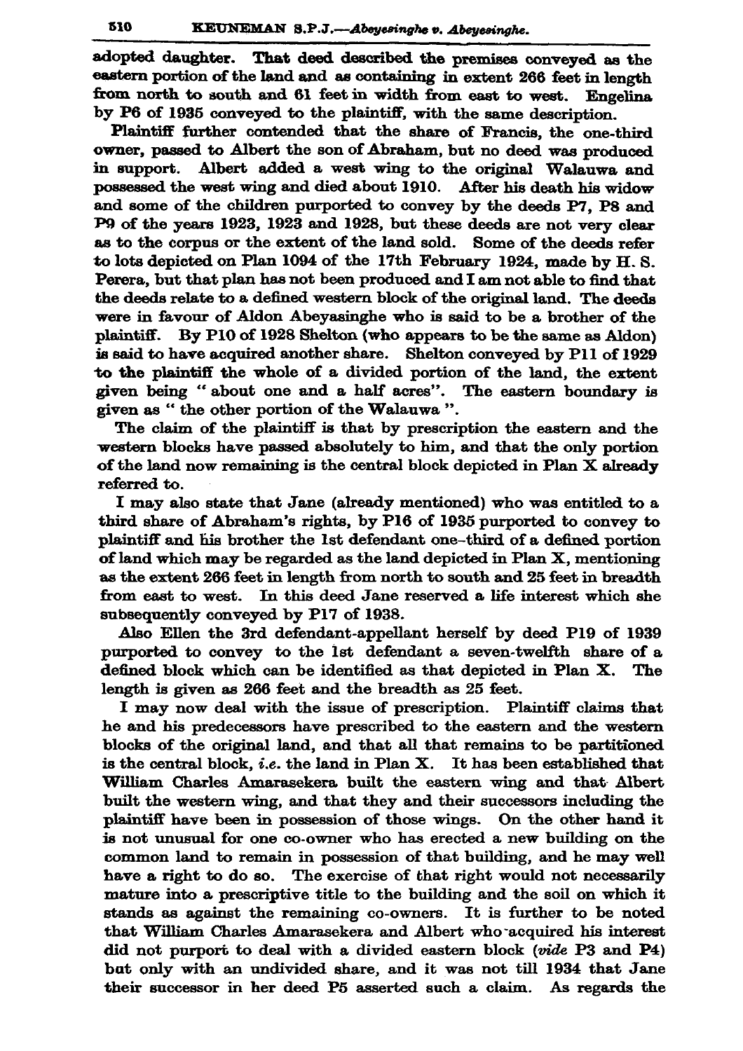adopted daughter. That deed described the premises conveyed as the eastern portion of the land and as containing in extent 266 feet in length from north to south and 61 feet in width from east to west. Engelina by P6 of 1935 conveyed to the plaintiff, with the same description.

Plaintiff further contended that the share of Francis, the one-third owner, passed to Albert the son of Abraham, but no deed was produced in support. Albert added a west wing to the original Walauwa and possessed the west wing and died about 1910. After his death his widow and some of the children purported to convey by the deeds P7, P8 and P9 of the years 1923, 1923 and 1928, but these deeds are not very clear as to the corpus or the extent of the land sold. Some of the deeds refer to lots depicted on Plan 1094 of the 17th February 1924, made by H. S. Perera, but that plan has not been produced and I am not able to find that the deeds relate to a defined western block of the original land. The deeds were in favour of Aldon Abeyasinghe who is said to be a brother of the plaintiff. By P10 of 1928 Shelton (who appears to be the same as Aldon) is said to have acquired another share. Shelton conveyed by P11 of 1929 to the plaintiff the whole of a divided portion of the land, the extent given being " about one and a half acres". The eastern boundary is given as " the other portion of the Walauwa ".

The claim of the plaintiff is that by prescription the eastern and the western blocks have passed absolutely to him, and that the only portion of the land now remaining is the central block depicted in Plan X already referred to.

I may also state that Jane (already mentioned) who was entitled to a third share of Abraham's rights, by P16 of 1935 purported to convey to plaintiff and his brother the 1st defendant one-third of a defined portion of land which may be regarded as the land depicted in Plan X, mentioning as the extent 266 feet in length from north to south and 25 feet in breadth from east to west. In this deed Jane reserved a life interest which she subsequently conveyed by P17 of 1938.

Also Ellen the 3rd defendant-appellant herself by deed P19 of 1939 purported to convey to the 1st defendant a seven-twelfth share of a defined block which can be identified as that depicted in Plan X. The length is given as 266 feet and the breadth as 25 feet.

I may now deal with the issue of prescription. Plaintiff claims that he and his predecessors have prescribed to the eastern and the western blocks of the original land, and that all that remains to be partitioned is the central block, *i.e.* the land in Plan X. It has been established that William Charles Amarasekera built the eastern wing and that Albert built the western wing, and that they and their successors including the plaintiff have been in possession of those wings. On the other hand it is not unusual for one co-owner who has erected a new building on the common land to remain in possession of that building, and he may well have a right to do so. The exercise of that right would not necessarily mature into a prescriptive title to the building and the soil on which it stands as against the remaining co-owners. It is further to be noted that William Charles Amarasekera and Albert who acquired his interest did not purport to deal with a divided eastern block (*vide* P3 and P4) but only with an undivided share, and it was not till 1934 that Jane their successor in her deed P5 asserted such a claim. As regards the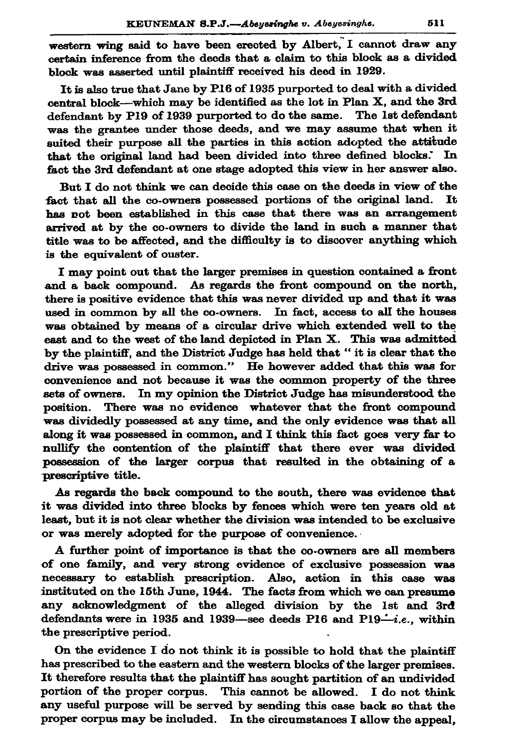western wing said to have been erected by Albert, I cannot draw any certain inference from the deeds that a claim to this block as a divided block was asserted until plaintiff received his deed in 1929.

It is also true that Jane by P16 of 1935 purported to deal with a divided central block—which may be identified as the lot in Plan X, and the 3rd defendant by P19 of 1939 purported to do the same. The 1st defendant was the grantee under those deeds, and we may assume that when it suited their purpose all the parties in this action adopted the attitude that the original land had been divided into three defined blocks. In fact the 3rd defendant at one stage adopted this view in her answer also.

But I do not think we can decide this case on the deeds in view of the fact that all the co-owners possessed portions of the original land. It has not been established in this case that there was an arrangement arrived at by the co-owners to divide the land in such a manner that title was to be affected, and the difficulty is to discover anything which is the equivalent of ouster.

I may point out that the larger premises in question contained a front and a back compound. As regards the front compound on the north, there is positive evidence that this was never divided up and that it was used in common by all the co-owners. In fact, access to all the houses was obtained by means of a circular drive which extended well to the east and to the west of the land depicted in Plan X. This was admitted by the plaintiff, and the District Judge has held that " it is clear that the drive was possessed in common." He however added that this was for convenience and not because it was the common property of the three sets of owners. In my opinion the District Judge has misunderstood the position. There was no evidence whatever that the front compound was dividedly possessed at any time, and the only evidence was that all along it was possessed in common, and I think this fact goes very far to nullify the contention of the plaintiff that there ever was divided possession of the larger corpus that resulted in the obtaining of a prescriptive title.

As regards the back compound to the south, there was evidence that it was divided into three blocks by fences which were ten years old at least, but it is not clear whether the division was intended to be exclusive or was merely adopted for the purpose of convenience.

A further point of importance is that the co-owners are all members of one family, and very strong evidence of exclusive possession was necessary to establish prescription. Also, action in this case was instituted on the 15th June, 1944. The facts from which we can presume any acknowledgment of the alleged division by the 1st and 3rd defendants were in 1935 and 1939—see deeds P16 and P19—*i.e.*, within the prescriptive period.

On the evidence I do not think it is possible to hold that the plaintiff has prescribed to the eastern and the western blocks of the larger premises. It therefore results that the plaintiff has sought partition of an undivided portion of the proper corpus. This cannot be allowed. I do not think any useful purpose will be served by sending this case back so that the proper corpus may be included. In the circumstances I allow the appeal,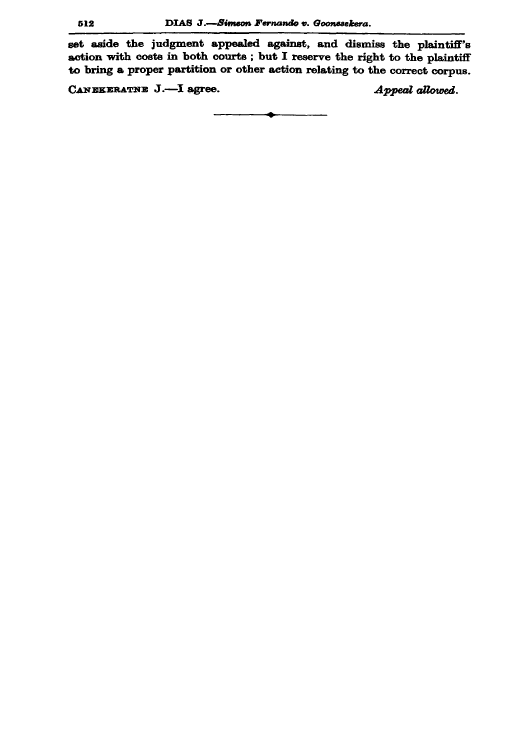set aside the judgment appealed against, and dismiss the plaintiff's action with costs in both courts; but I reserve the right to the plaintiff to bring a proper partition or other action relating to the correct corpus.

CANEKERATNE J.—I agree.

*Appeal allowed.*